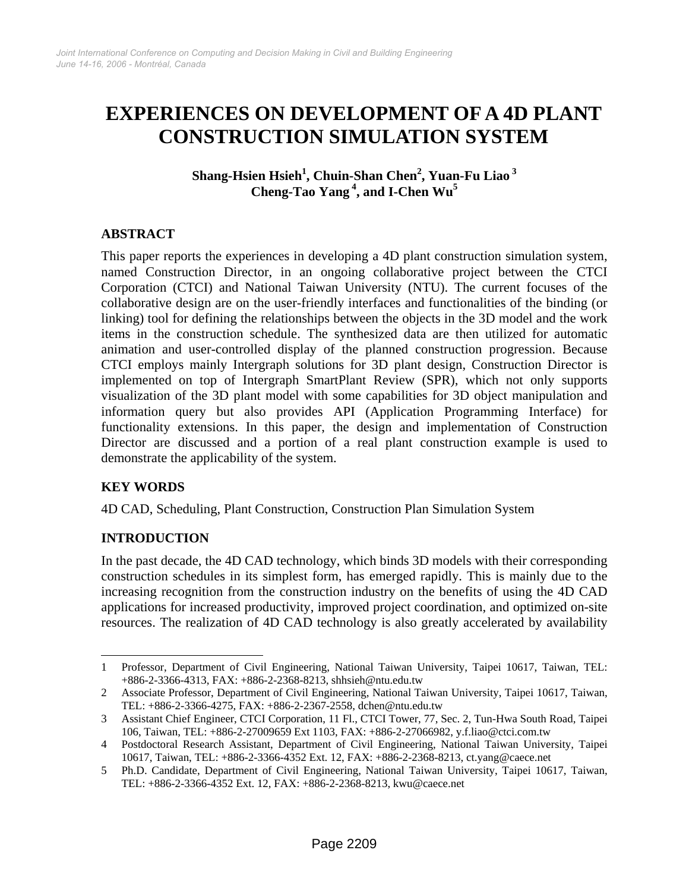# EXPERIENCES ON DEVELOPMENT OF A 4D PLANT CONSTRUCTION SIMULATION SYSTEM

**Shang-Hsien Hsieh[1], Chuin-Shan Chen[2], Yuan-Fu Liao[3] Cheng-Tao Yang[4], and I-Chen Wu[5]**

## ABSTRACT

This paper reports the experiences in developing a 4D plant construction simulation system, named Construction Director, in an ongoing collaborative project between the CTCI Corporation (CTCI) and National Taiwan University (NTU). The current focuses of the collaborative design are on the user-friendly interfaces and functionalities of the binding (or linking) tool for defining the relationships between the objects in the 3D model and the work items in the construction schedule. The synthesized data are then utilized for automatic animation and user-controlled display of the planned construction progression. Because CTCI employs mainly Intergraph solutions for 3D plant design, Construction Director is implemented on top of Intergraph SmartPlant Review (SPR), which not only supports visualization of the 3D plant model with some capabilities for 3D object manipulation and information query but also provides API (Application Programming Interface) for functionality extensions. In this paper, the design and implementation of Construction Director are discussed and a portion of a real plant construction example is used to demonstrate the applicability of the system.

## KEY WORDS

4D CAD, Scheduling, Plant Construction, Construction Plan Simulation System

## INTRODUCTION

In the past decade, the 4D CAD technology, which binds 3D models with their corresponding construction schedules in its simplest form, has emerged rapidly. This is mainly due to the increasing recognition from the construction industry on the benefits of using the 4D CAD applications for increased productivity, improved project coordination, and optimized on-site resources. The realization of 4D CAD technology is also greatly accelerated by availability

---

1 Professor, Department of Civil Engineering, National Taiwan University, Taipei 10617, Taiwan, TEL: +886-2-3366-4313, FAX: +886-2-2368-8213, shhsieh@ntu.edu.tw

2 Associate Professor, Department of Civil Engineering, National Taiwan University, Taipei 10617, Taiwan, TEL: +886-2-3366-4275, FAX: +886-2-2367-2558, dchen@ntu.edu.tw

3 Assistant Chief Engineer, CTCI Corporation, 11 Fl., CTCI Tower, 77, Sec. 2, Tun-Hwa South Road, Taipei 106, Taiwan, TEL: +886-2-27009659 Ext 1103, FAX: +886-2-27066982, y.f.liao@ctci.com.tw

4 Postdoctoral Research Assistant, Department of Civil Engineering, National Taiwan University, Taipei 10617, Taiwan, TEL: +886-2-3366-4352 Ext. 12, FAX: +886-2-2368-8213, ct.yang@caece.net

5 Ph.D. Candidate, Department of Civil Engineering, National Taiwan University, Taipei 10617, Taiwan, TEL: +886-2-3366-4352 Ext. 12, FAX: +886-2-2368-8213, kwu@caece.net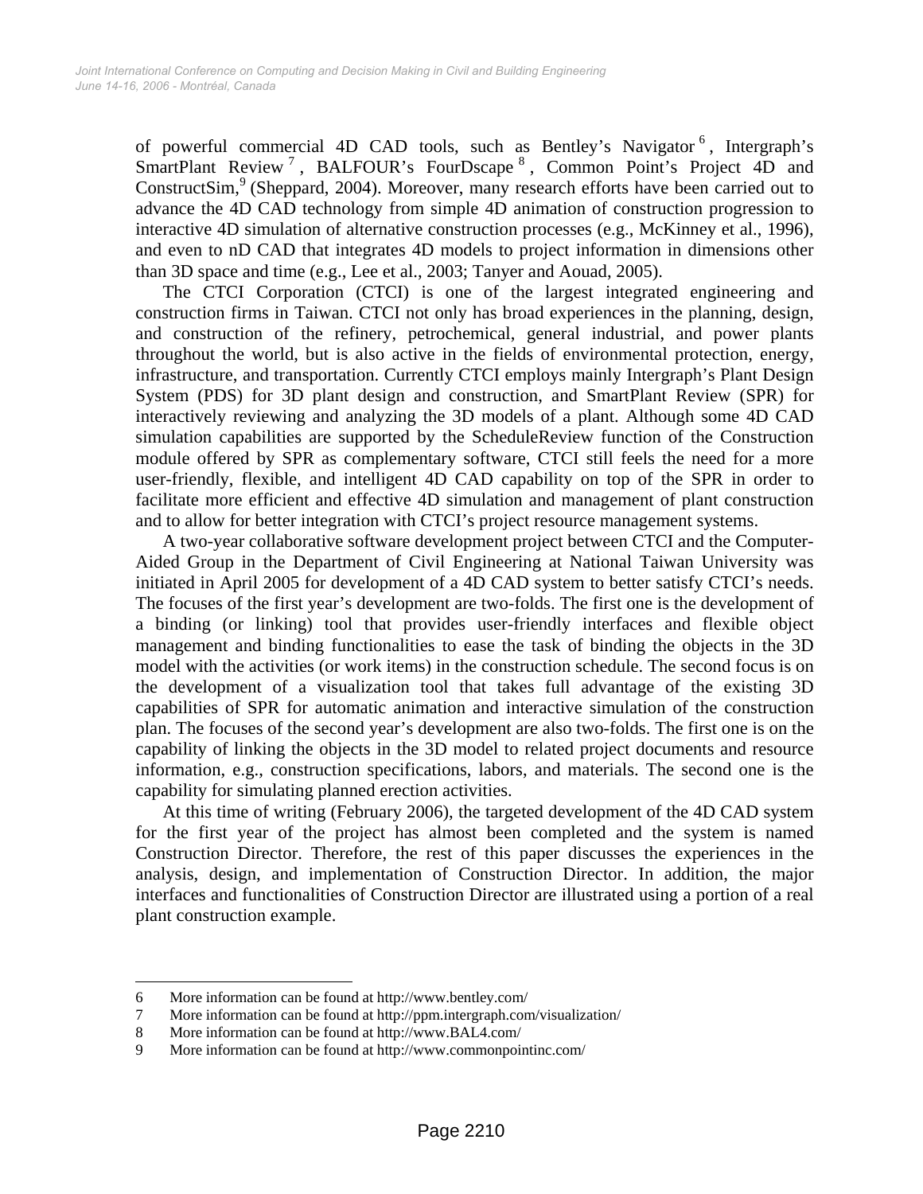of powerful commercial 4D CAD tools, such as Bentley's Navigator [6], Intergraph's SmartPlant Review [7], BALFOUR's FourDscape [8], Common Point's Project 4D and ConstructSim,[9] (Sheppard, 2004). Moreover, many research efforts have been carried out to advance the 4D CAD technology from simple 4D animation of construction progression to interactive 4D simulation of alternative construction processes (e.g., McKinney et al., 1996), and even to nD CAD that integrates 4D models to project information in dimensions other than 3D space and time (e.g., Lee et al., 2003; Tanyer and Aouad, 2005).

The CTCI Corporation (CTCI) is one of the largest integrated engineering and construction firms in Taiwan. CTCI not only has broad experiences in the planning, design, and construction of the refinery, petrochemical, general industrial, and power plants throughout the world, but is also active in the fields of environmental protection, energy, infrastructure, and transportation. Currently CTCI employs mainly Intergraph's Plant Design System (PDS) for 3D plant design and construction, and SmartPlant Review (SPR) for interactively reviewing and analyzing the 3D models of a plant. Although some 4D CAD simulation capabilities are supported by the ScheduleReview function of the Construction module offered by SPR as complementary software, CTCI still feels the need for a more user-friendly, flexible, and intelligent 4D CAD capability on top of the SPR in order to facilitate more efficient and effective 4D simulation and management of plant construction and to allow for better integration with CTCI's project resource management systems.

A two-year collaborative software development project between CTCI and the Computer-Aided Group in the Department of Civil Engineering at National Taiwan University was initiated in April 2005 for development of a 4D CAD system to better satisfy CTCI's needs. The focuses of the first year's development are two-folds. The first one is the development of a binding (or linking) tool that provides user-friendly interfaces and flexible object management and binding functionalities to ease the task of binding the objects in the 3D model with the activities (or work items) in the construction schedule. The second focus is on the development of a visualization tool that takes full advantage of the existing 3D capabilities of SPR for automatic animation and interactive simulation of the construction plan. The focuses of the second year's development are also two-folds. The first one is on the capability of linking the objects in the 3D model to related project documents and resource information, e.g., construction specifications, labors, and materials. The second one is the capability for simulating planned erection activities.

At this time of writing (February 2006), the targeted development of the 4D CAD system for the first year of the project has almost been completed and the system is named Construction Director. Therefore, the rest of this paper discusses the experiences in the analysis, design, and implementation of Construction Director. In addition, the major interfaces and functionalities of Construction Director are illustrated using a portion of a real plant construction example.

---

6 More information can be found at http://www.bentley.com/

7 More information can be found at http://ppm.intergraph.com/visualization/

8 More information can be found at http://www.BAL4.com/

9 More information can be found at http://www.commonpointinc.com/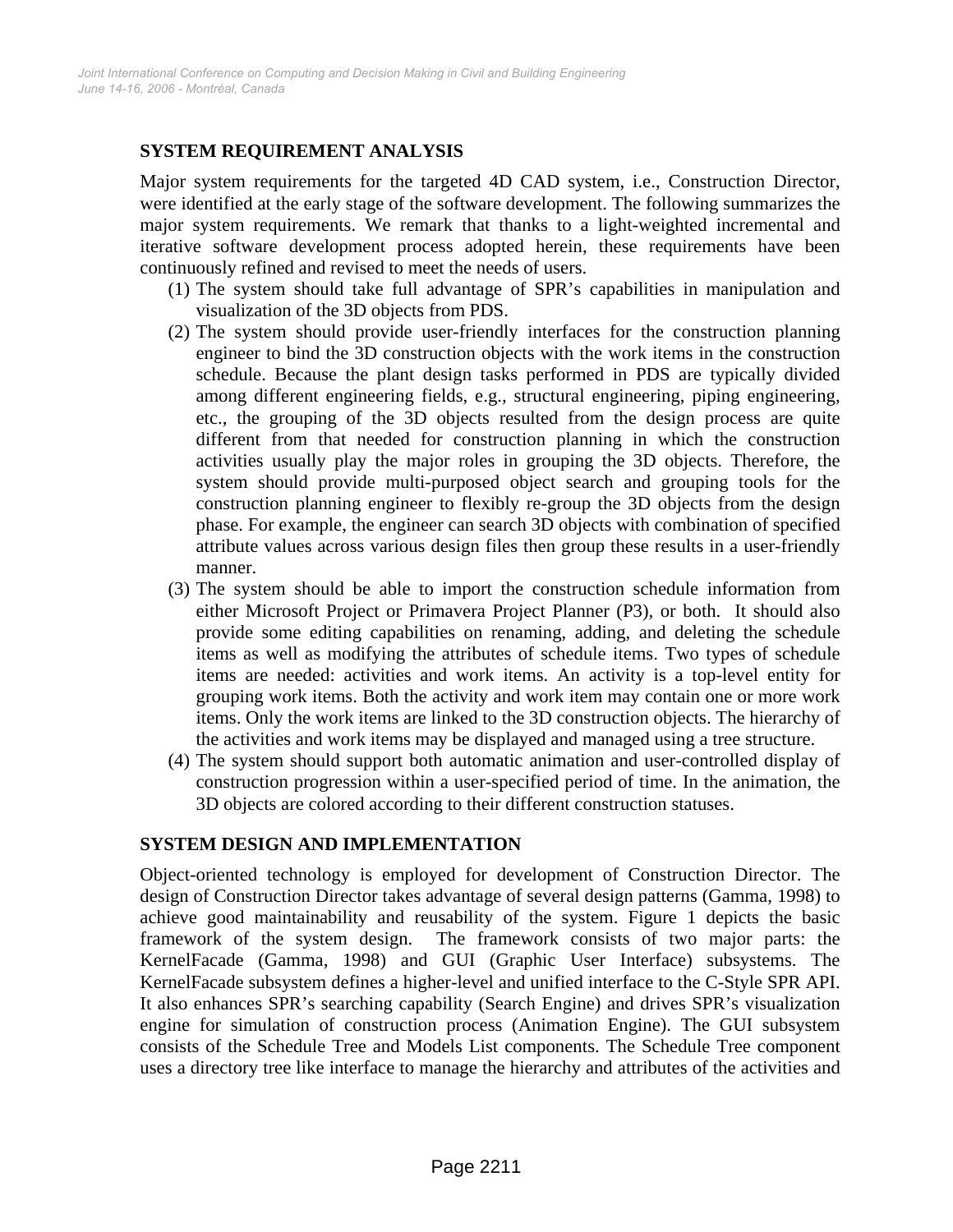## SYSTEM REQUIREMENT ANALYSIS

Major system requirements for the targeted 4D CAD system, i.e., Construction Director, were identified at the early stage of the software development. The following summarizes the major system requirements. We remark that thanks to a light-weighted incremental and iterative software development process adopted herein, these requirements have been continuously refined and revised to meet the needs of users.

(1) The system should take full advantage of SPR's capabilities in manipulation and visualization of the 3D objects from PDS.

(2) The system should provide user-friendly interfaces for the construction planning engineer to bind the 3D construction objects with the work items in the construction schedule. Because the plant design tasks performed in PDS are typically divided among different engineering fields, e.g., structural engineering, piping engineering, etc., the grouping of the 3D objects resulted from the design process are quite different from that needed for construction planning in which the construction activities usually play the major roles in grouping the 3D objects. Therefore, the system should provide multi-purposed object search and grouping tools for the construction planning engineer to flexibly re-group the 3D objects from the design phase. For example, the engineer can search 3D objects with combination of specified attribute values across various design files then group these results in a user-friendly manner.

(3) The system should be able to import the construction schedule information from either Microsoft Project or Primavera Project Planner (P3), or both. It should also provide some editing capabilities on renaming, adding, and deleting the schedule items as well as modifying the attributes of schedule items. Two types of schedule items are needed: activities and work items. An activity is a top-level entity for grouping work items. Both the activity and work item may contain one or more work items. Only the work items are linked to the 3D construction objects. The hierarchy of the activities and work items may be displayed and managed using a tree structure.

(4) The system should support both automatic animation and user-controlled display of construction progression within a user-specified period of time. In the animation, the 3D objects are colored according to their different construction statuses.

## SYSTEM DESIGN AND IMPLEMENTATION

Object-oriented technology is employed for development of Construction Director. The design of Construction Director takes advantage of several design patterns (Gamma, 1998) to achieve good maintainability and reusability of the system. Figure 1 depicts the basic framework of the system design. The framework consists of two major parts: the KernelFacade (Gamma, 1998) and GUI (Graphic User Interface) subsystems. The KernelFacade subsystem defines a higher-level and unified interface to the C-Style SPR API. It also enhances SPR's searching capability (Search Engine) and drives SPR's visualization engine for simulation of construction process (Animation Engine). The GUI subsystem consists of the Schedule Tree and Models List components. The Schedule Tree component uses a directory tree like interface to manage the hierarchy and attributes of the activities and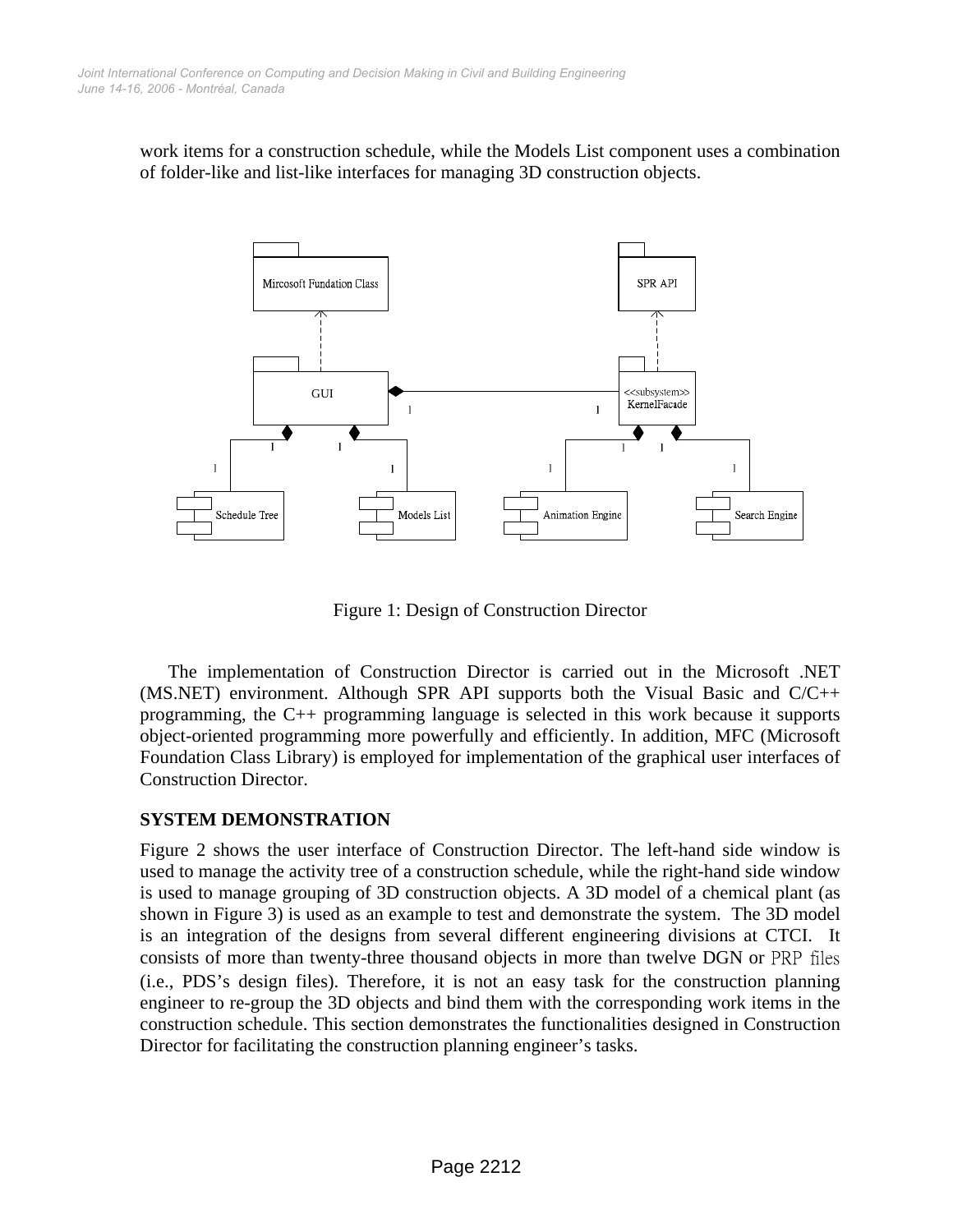work items for a construction schedule, while the Models List component uses a combination of folder-like and list-like interfaces for managing 3D construction objects.

Figure 1: Design of Construction Director

The implementation of Construction Director is carried out in the Microsoft .NET (MS.NET) environment. Although SPR API supports both the Visual Basic and C/C++ programming, the C++ programming language is selected in this work because it supports object-oriented programming more powerfully and efficiently. In addition, MFC (Microsoft Foundation Class Library) is employed for implementation of the graphical user interfaces of Construction Director.

## SYSTEM DEMONSTRATION

Figure 2 shows the user interface of Construction Director. The left-hand side window is used to manage the activity tree of a construction schedule, while the right-hand side window is used to manage grouping of 3D construction objects. A 3D model of a chemical plant (as shown in Figure 3) is used as an example to test and demonstrate the system. The 3D model is an integration of the designs from several different engineering divisions at CTCI. It consists of more than twenty-three thousand objects in more than twelve DGN or PRP files (i.e., PDS's design files). Therefore, it is not an easy task for the construction planning engineer to re-group the 3D objects and bind them with the corresponding work items in the construction schedule. This section demonstrates the functionalities designed in Construction Director for facilitating the construction planning engineer's tasks.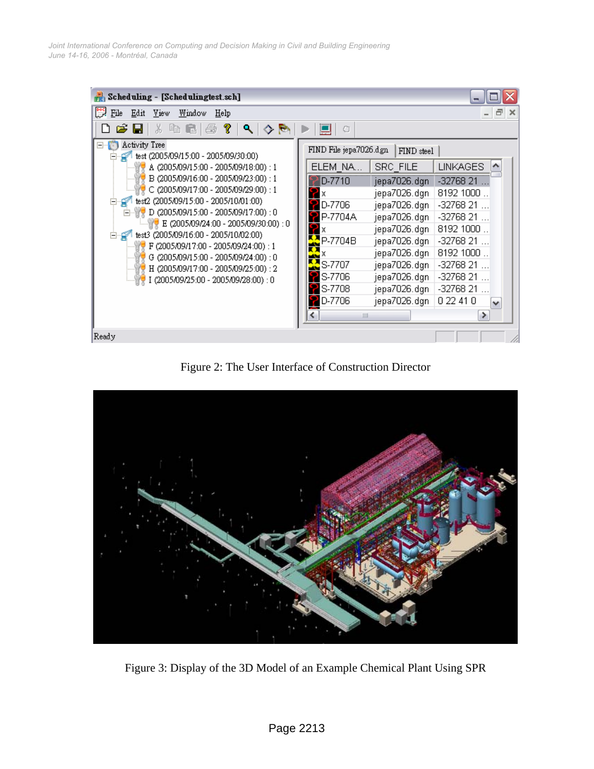Figure 2: The User Interface of Construction Director

Figure 3: Display of the 3D Model of an Example Chemical Plant Using SPR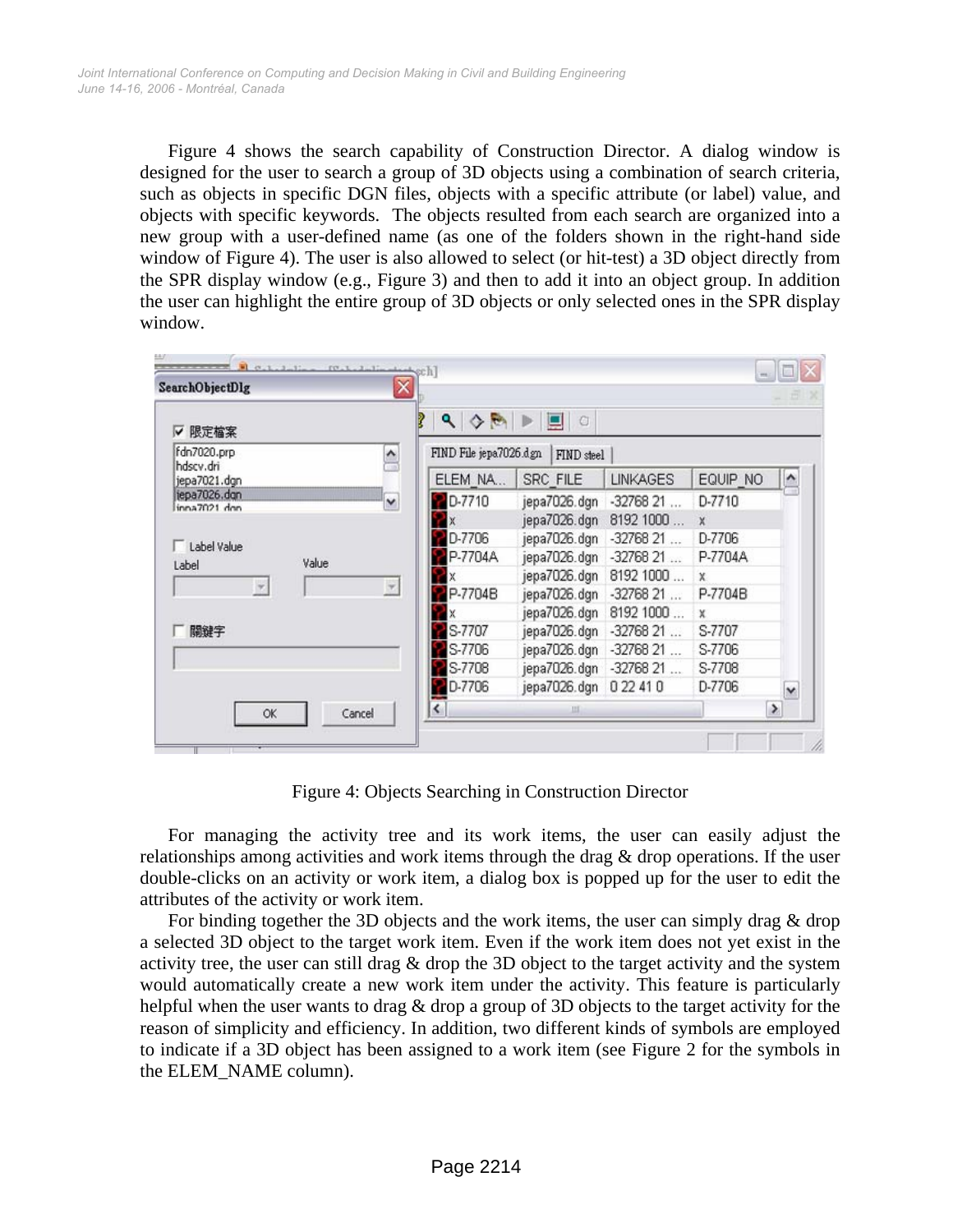Figure 4 shows the search capability of Construction Director. A dialog window is designed for the user to search a group of 3D objects using a combination of search criteria, such as objects in specific DGN files, objects with a specific attribute (or label) value, and objects with specific keywords. The objects resulted from each search are organized into a new group with a user-defined name (as one of the folders shown in the right-hand side window of Figure 4). The user is also allowed to select (or hit-test) a 3D object directly from the SPR display window (e.g., Figure 3) and then to add it into an object group. In addition the user can highlight the entire group of 3D objects or only selected ones in the SPR display window.

Figure 4: Objects Searching in Construction Director

For managing the activity tree and its work items, the user can easily adjust the relationships among activities and work items through the drag & drop operations. If the user double-clicks on an activity or work item, a dialog box is popped up for the user to edit the attributes of the activity or work item.

For binding together the 3D objects and the work items, the user can simply drag & drop a selected 3D object to the target work item. Even if the work item does not yet exist in the activity tree, the user can still drag & drop the 3D object to the target activity and the system would automatically create a new work item under the activity. This feature is particularly helpful when the user wants to drag & drop a group of 3D objects to the target activity for the reason of simplicity and efficiency. In addition, two different kinds of symbols are employed to indicate if a 3D object has been assigned to a work item (see Figure 2 for the symbols in the ELEM_NAME column).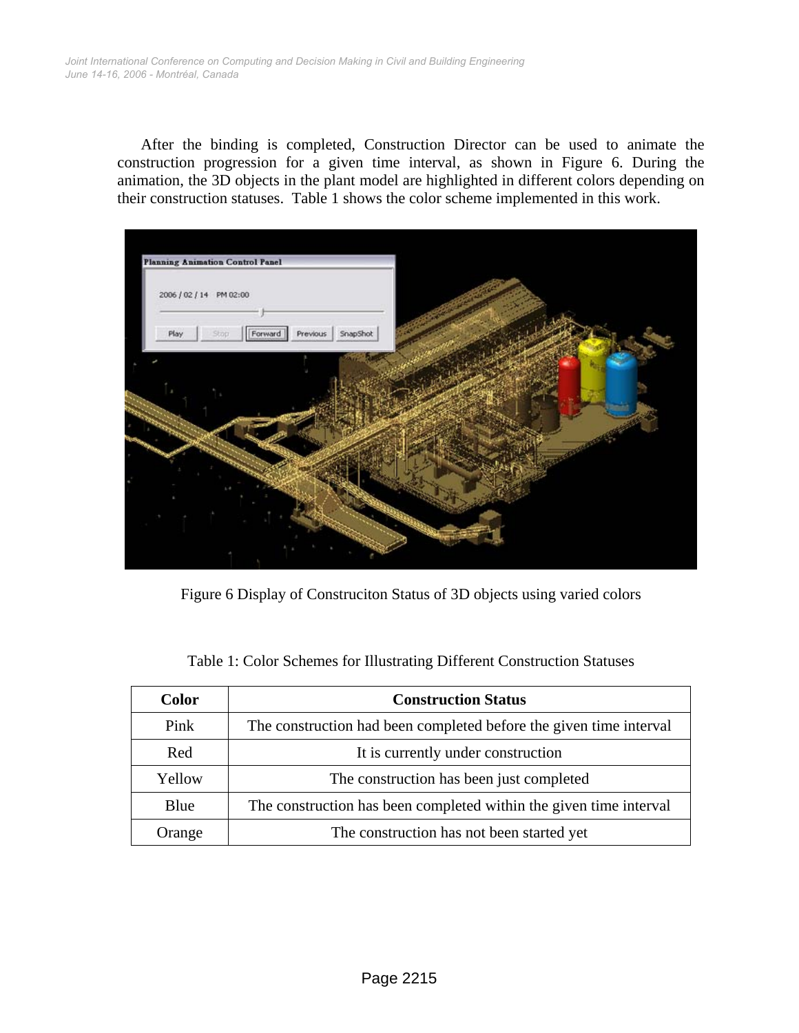After the binding is completed, Construction Director can be used to animate the construction progression for a given time interval, as shown in Figure 6. During the animation, the 3D objects in the plant model are highlighted in different colors depending on their construction statuses. Table 1 shows the color scheme implemented in this work.

Figure 6 Display of Construciton Status of 3D objects using varied colors

Table 1: Color Schemes for Illustrating Different Construction Statuses

| Color | Construction Status |
|---|---|
| Pink | The construction had been completed before the given time interval |
| Red | It is currently under construction |
| Yellow | The construction has been just completed |
| Blue | The construction has been completed within the given time interval |
| Orange | The construction has not been started yet |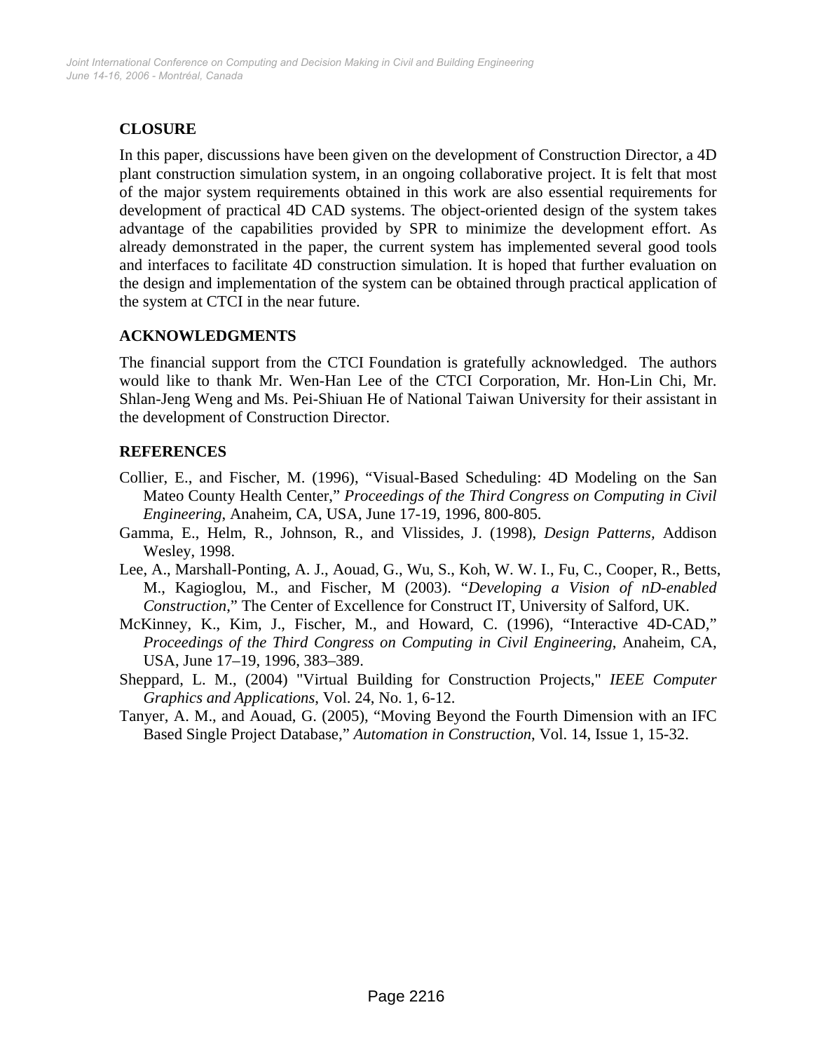## CLOSURE

In this paper, discussions have been given on the development of Construction Director, a 4D plant construction simulation system, in an ongoing collaborative project. It is felt that most of the major system requirements obtained in this work are also essential requirements for development of practical 4D CAD systems. The object-oriented design of the system takes advantage of the capabilities provided by SPR to minimize the development effort. As already demonstrated in the paper, the current system has implemented several good tools and interfaces to facilitate 4D construction simulation. It is hoped that further evaluation on the design and implementation of the system can be obtained through practical application of the system at CTCI in the near future.

## ACKNOWLEDGMENTS

The financial support from the CTCI Foundation is gratefully acknowledged. The authors would like to thank Mr. Wen-Han Lee of the CTCI Corporation, Mr. Hon-Lin Chi, Mr. Shlan-Jeng Weng and Ms. Pei-Shiuan He of National Taiwan University for their assistant in the development of Construction Director.

## REFERENCES

Collier, E., and Fischer, M. (1996), "Visual-Based Scheduling: 4D Modeling on the San Mateo County Health Center," *Proceedings of the Third Congress on Computing in Civil Engineering*, Anaheim, CA, USA, June 17-19, 1996, 800-805.

Gamma, E., Helm, R., Johnson, R., and Vlissides, J. (1998), *Design Patterns,* Addison Wesley, 1998.

Lee, A., Marshall-Ponting, A. J., Aouad, G., Wu, S., Koh, W. W. I., Fu, C., Cooper, R., Betts, M., Kagioglou, M., and Fischer, M (2003). "*Developing a Vision of nD-enabled Construction*," The Center of Excellence for Construct IT, University of Salford, UK.

McKinney, K., Kim, J., Fischer, M., and Howard, C. (1996), "Interactive 4D-CAD," *Proceedings of the Third Congress on Computing in Civil Engineering*, Anaheim, CA, USA, June 17–19, 1996, 383–389.

Sheppard, L. M., (2004) "Virtual Building for Construction Projects," *IEEE Computer Graphics and Applications*, Vol. 24, No. 1, 6-12.

Tanyer, A. M., and Aouad, G. (2005), "Moving Beyond the Fourth Dimension with an IFC Based Single Project Database," *Automation in Construction*, Vol. 14, Issue 1, 15-32.